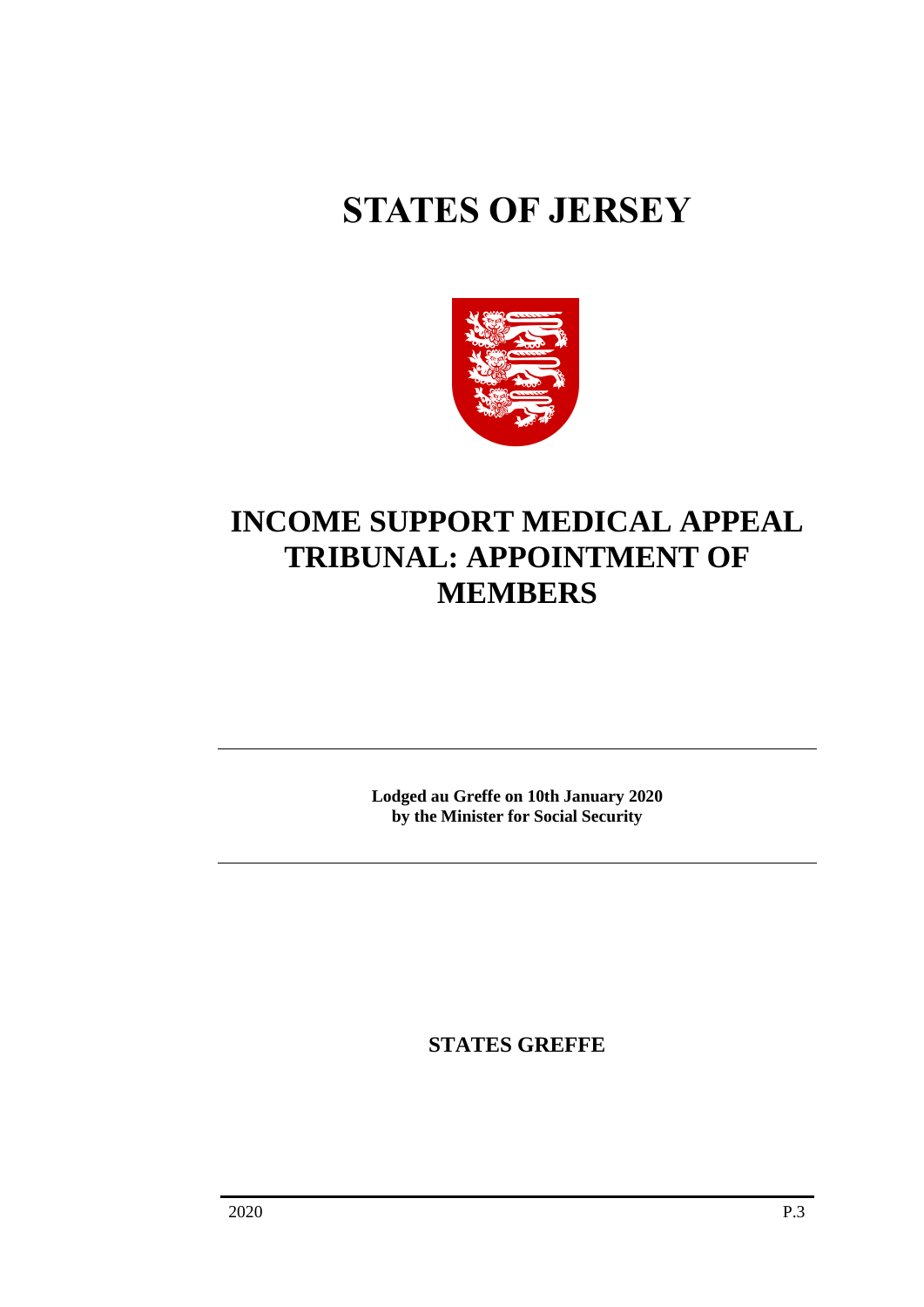# STATES OF JERSEY

## INCOME SUPPORT MEDICAL APPEAL TRIBUNAL: APPOINTMENT OF MEMBERS

---

**Lodged au Greffe on 10th January 2020**
**by the Minister for Social Security**

---

**STATES GREFFE**

2020 P.3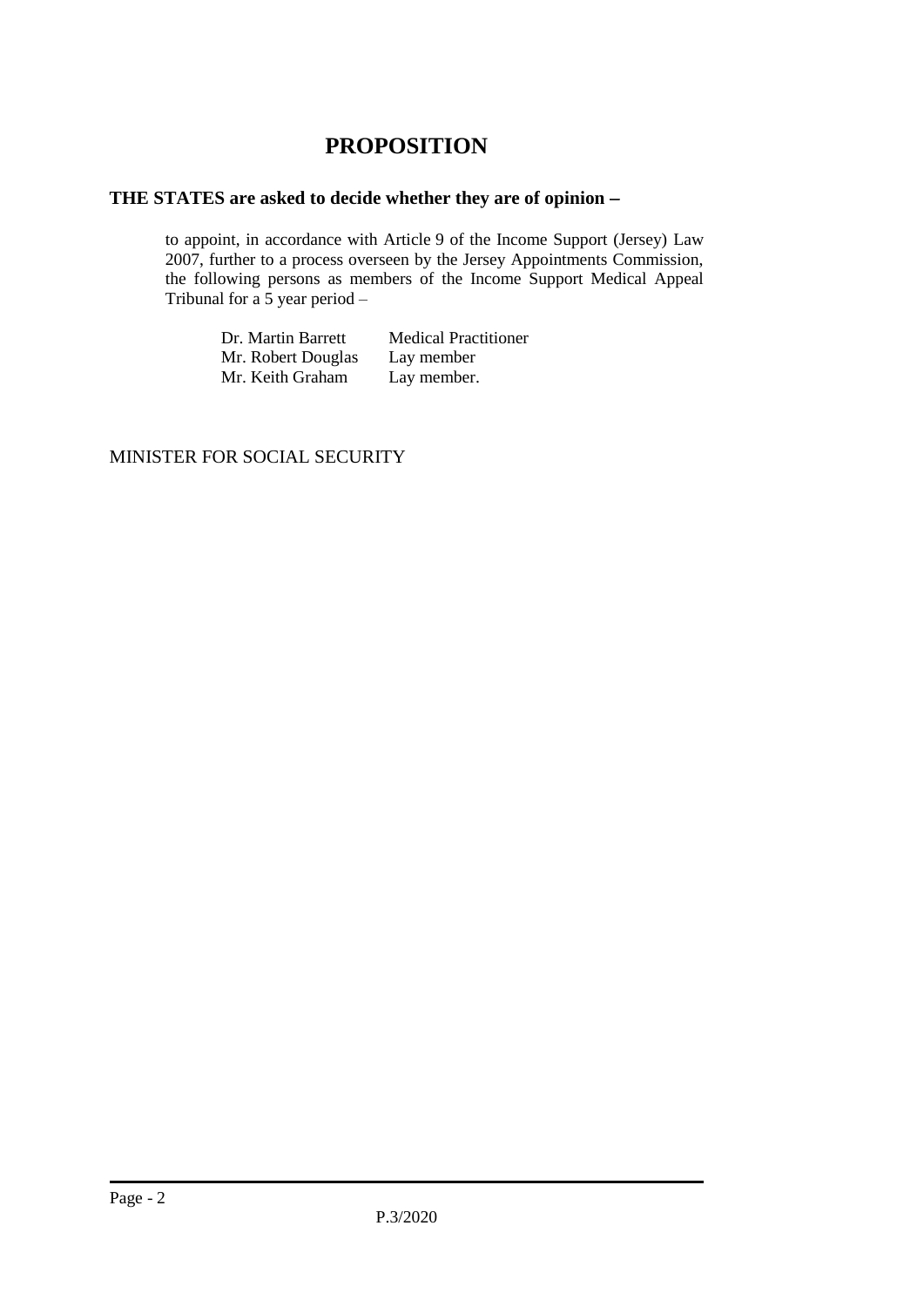# PROPOSITION

**THE STATES are asked to decide whether they are of opinion −**

to appoint, in accordance with Article 9 of the Income Support (Jersey) Law 2007, further to a process overseen by the Jersey Appointments Commission, the following persons as members of the Income Support Medical Appeal Tribunal for a 5 year period –

| | |
|---|---|
| Dr. Martin Barrett | Medical Practitioner |
| Mr. Robert Douglas | Lay member |
| Mr. Keith Graham | Lay member. |

MINISTER FOR SOCIAL SECURITY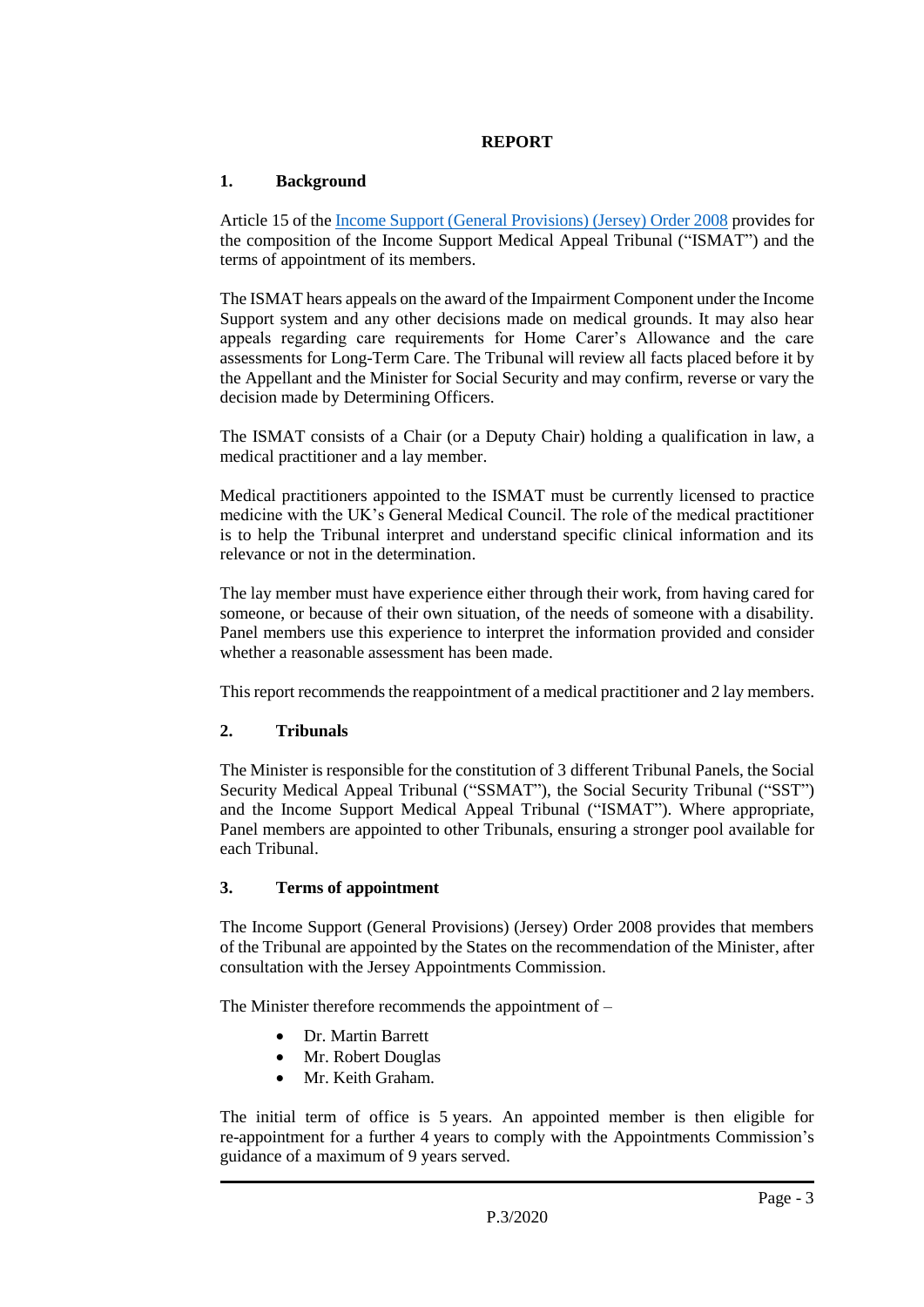# REPORT

## 1. Background

Article 15 of the [Income Support (General Provisions) (Jersey) Order 2008](#) provides for the composition of the Income Support Medical Appeal Tribunal ("ISMAT") and the terms of appointment of its members.

The ISMAT hears appeals on the award of the Impairment Component under the Income Support system and any other decisions made on medical grounds. It may also hear appeals regarding care requirements for Home Carer's Allowance and the care assessments for Long-Term Care. The Tribunal will review all facts placed before it by the Appellant and the Minister for Social Security and may confirm, reverse or vary the decision made by Determining Officers.

The ISMAT consists of a Chair (or a Deputy Chair) holding a qualification in law, a medical practitioner and a lay member.

Medical practitioners appointed to the ISMAT must be currently licensed to practice medicine with the UK's General Medical Council. The role of the medical practitioner is to help the Tribunal interpret and understand specific clinical information and its relevance or not in the determination.

The lay member must have experience either through their work, from having cared for someone, or because of their own situation, of the needs of someone with a disability. Panel members use this experience to interpret the information provided and consider whether a reasonable assessment has been made.

This report recommends the reappointment of a medical practitioner and 2 lay members.

## 2. Tribunals

The Minister is responsible for the constitution of 3 different Tribunal Panels, the Social Security Medical Appeal Tribunal ("SSMAT"), the Social Security Tribunal ("SST") and the Income Support Medical Appeal Tribunal ("ISMAT"). Where appropriate, Panel members are appointed to other Tribunals, ensuring a stronger pool available for each Tribunal.

## 3. Terms of appointment

The Income Support (General Provisions) (Jersey) Order 2008 provides that members of the Tribunal are appointed by the States on the recommendation of the Minister, after consultation with the Jersey Appointments Commission.

The Minister therefore recommends the appointment of –

- Dr. Martin Barrett
- Mr. Robert Douglas
- Mr. Keith Graham.

The initial term of office is 5 years. An appointed member is then eligible for re-appointment for a further 4 years to comply with the Appointments Commission's guidance of a maximum of 9 years served.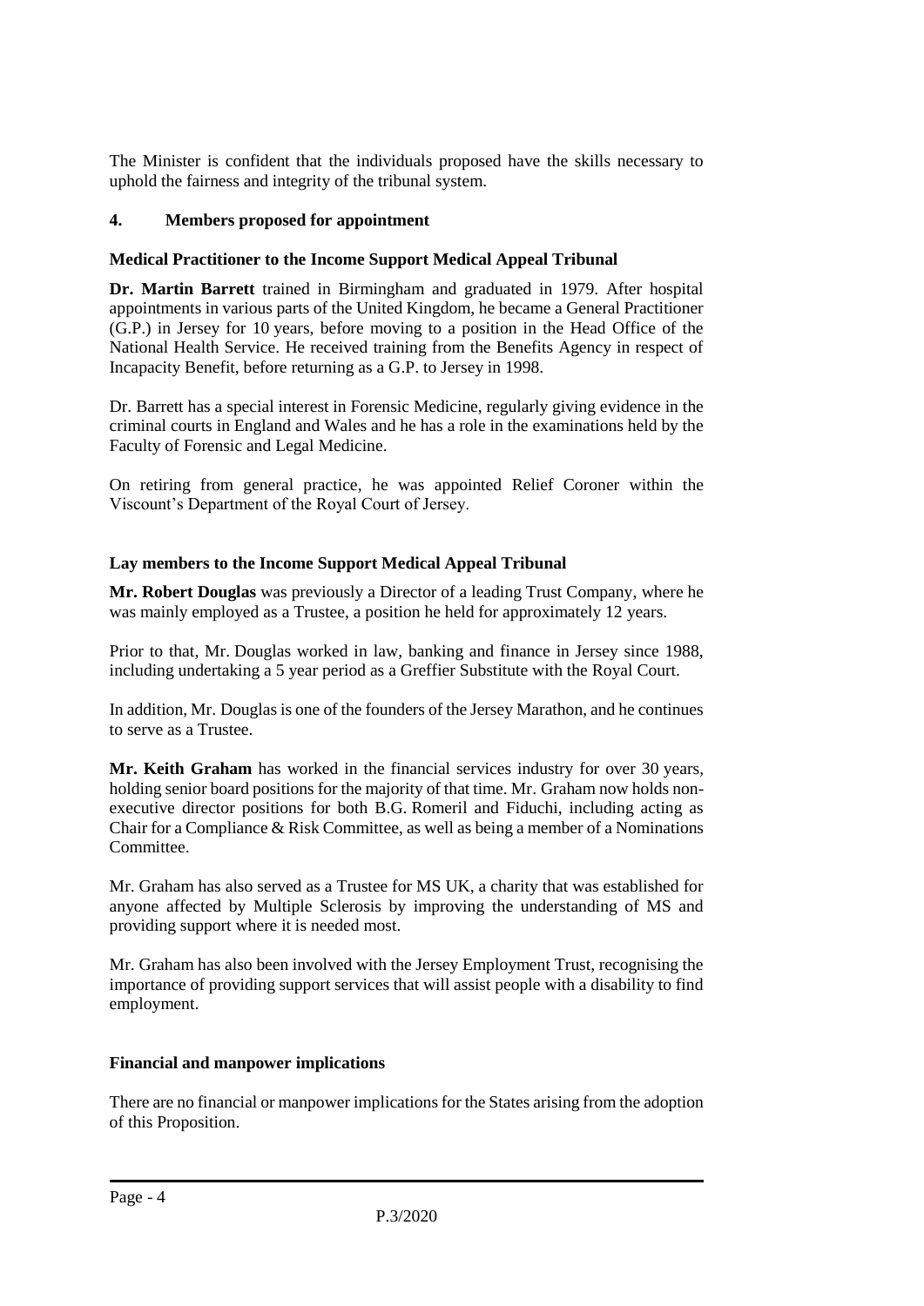The Minister is confident that the individuals proposed have the skills necessary to uphold the fairness and integrity of the tribunal system.

## 4. Members proposed for appointment

### Medical Practitioner to the Income Support Medical Appeal Tribunal

**Dr. Martin Barrett** trained in Birmingham and graduated in 1979. After hospital appointments in various parts of the United Kingdom, he became a General Practitioner (G.P.) in Jersey for 10 years, before moving to a position in the Head Office of the National Health Service. He received training from the Benefits Agency in respect of Incapacity Benefit, before returning as a G.P. to Jersey in 1998.

Dr. Barrett has a special interest in Forensic Medicine, regularly giving evidence in the criminal courts in England and Wales and he has a role in the examinations held by the Faculty of Forensic and Legal Medicine.

On retiring from general practice, he was appointed Relief Coroner within the Viscount's Department of the Royal Court of Jersey.

### Lay members to the Income Support Medical Appeal Tribunal

**Mr. Robert Douglas** was previously a Director of a leading Trust Company, where he was mainly employed as a Trustee, a position he held for approximately 12 years.

Prior to that, Mr. Douglas worked in law, banking and finance in Jersey since 1988, including undertaking a 5 year period as a Greffier Substitute with the Royal Court.

In addition, Mr. Douglas is one of the founders of the Jersey Marathon, and he continues to serve as a Trustee.

**Mr. Keith Graham** has worked in the financial services industry for over 30 years, holding senior board positions for the majority of that time. Mr. Graham now holds non-executive director positions for both B.G. Romeril and Fiduchi, including acting as Chair for a Compliance & Risk Committee, as well as being a member of a Nominations Committee.

Mr. Graham has also served as a Trustee for MS UK, a charity that was established for anyone affected by Multiple Sclerosis by improving the understanding of MS and providing support where it is needed most.

Mr. Graham has also been involved with the Jersey Employment Trust, recognising the importance of providing support services that will assist people with a disability to find employment.

### Financial and manpower implications

There are no financial or manpower implications for the States arising from the adoption of this Proposition.